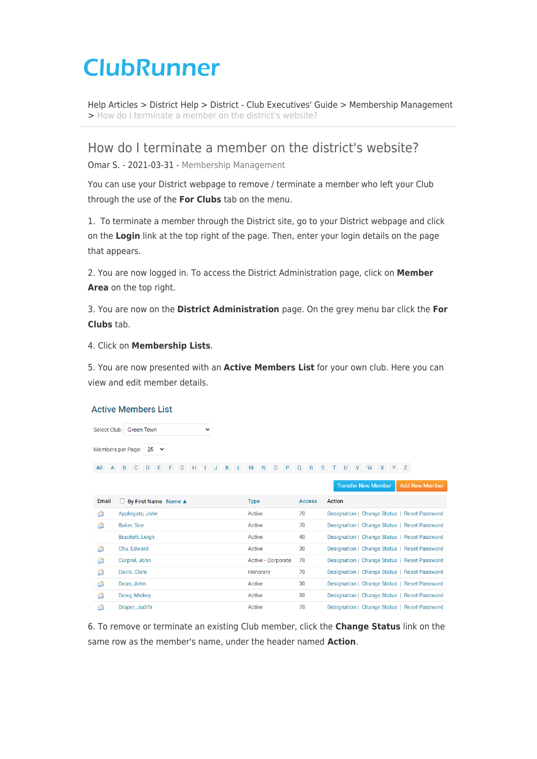ClubRunner

Help Articles > District Help > District - Club Executives' Guide > Membership Management > How do I terminate a member on the district's website?

# How do I terminate a member on the district's website?

Omar S. - 2021-03-31 - Membership Management

You can use your District webpage to remove / terminate a member who left your Club through the use of the **For Clubs** tab on the menu.

1. To terminate a member through the District site, go to your District webpage and click on the **Login** link at the top right of the page. Then, enter your login details on the page that appears.

2. You are now logged in. To access the District Administration page, click on **Member Area** on the top right.

3. You are now on the **District Administration** page. On the grey menu bar click the **For Clubs** tab.

4. Click on **Membership Lists**.

5. You are now presented with an **Active Members List** for your own club. Here you can view and edit member details.

## Active Members List

Select Club: Green Town

Members per Page: 25

All A B C D E F G H I J K L M N O P Q R S T U V W X Y Z

Transfer New Member | Add New Member

| Email | By First Name Name ▲ | Type | Access | Action |
|---|---|---|---|---|
| | Applegate, John | Active | 70 | Designation \| Change Status \| Reset Password |
| | Baker, Sue | Active | 70 | Designation \| Change Status \| Reset Password |
| | Brackett, Leigh | Active | 40 | Designation \| Change Status \| Reset Password |
| | Chu, Edward | Active | 30 | Designation \| Change Status \| Reset Password |
| | Corprel, John | Active - Corporate | 70 | Designation \| Change Status \| Reset Password |
| | Davis, Clare | Honorary | 70 | Designation \| Change Status \| Reset Password |
| | Dean, John | Active | 30 | Designation \| Change Status \| Reset Password |
| | Dewy, Mickey | Active | 30 | Designation \| Change Status \| Reset Password |
| | Draper, Judith | Active | 70 | Designation \| Change Status \| Reset Password |

6. To remove or terminate an existing Club member, click the **Change Status** link on the same row as the member's name, under the header named **Action**.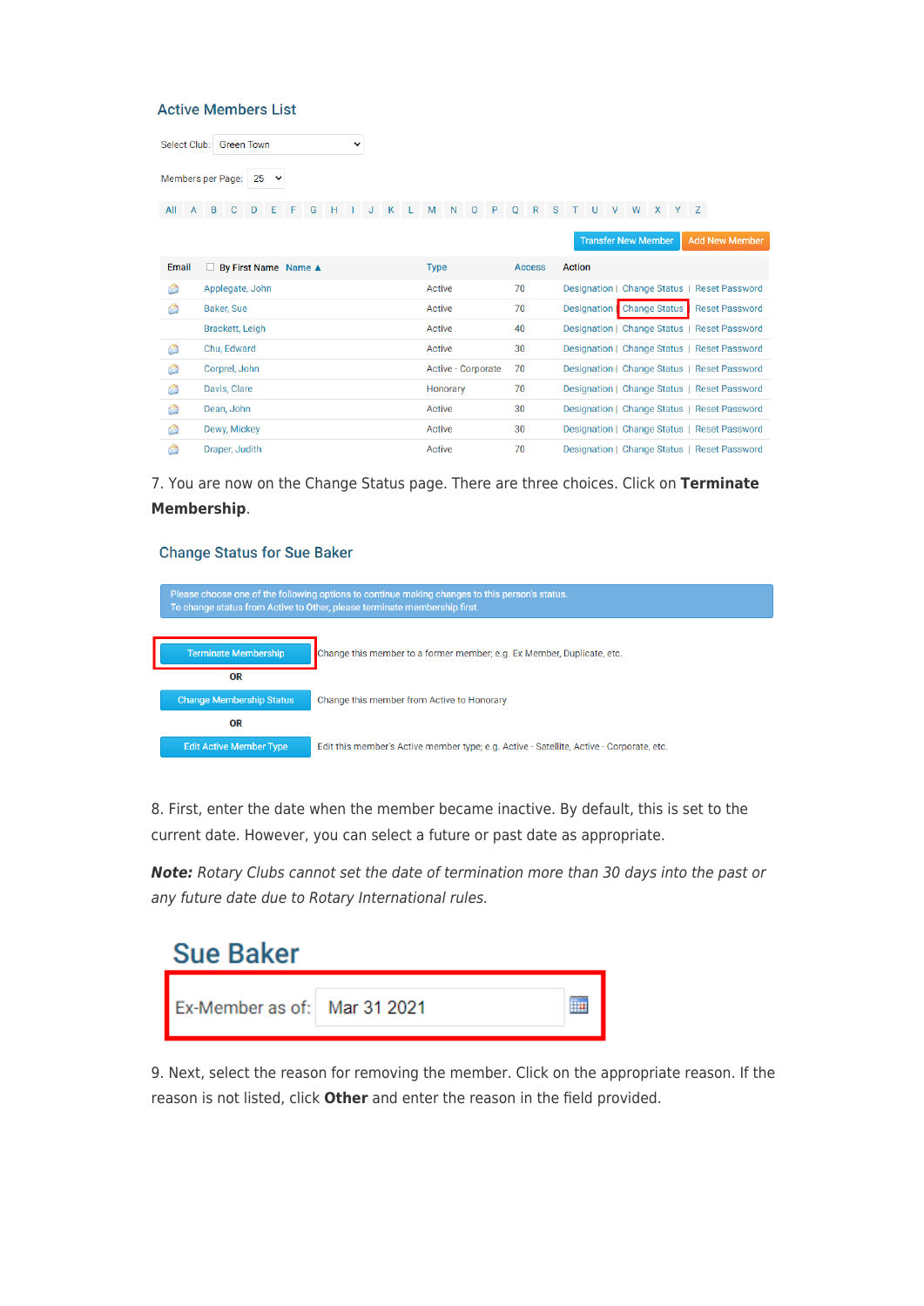### Active Members List

Select Club: Green Town

Members per Page: 25

All A B C D E F G H I J K L M N O P Q R S T U V W X Y Z

Transfer New Member | Add New Member

| Email | By First Name Name ▲ | Type | Access | Action |
|---|---|---|---|---|
| | Applegate, John | Active | 70 | Designation \| Change Status \| Reset Password |
| | Baker, Sue | Active | 70 | Designation \| Change Status \| Reset Password |
| | Brackett, Leigh | Active | 40 | Designation \| Change Status \| Reset Password |
| | Chu, Edward | Active | 30 | Designation \| Change Status \| Reset Password |
| | Corprel, John | Active - Corporate | 70 | Designation \| Change Status \| Reset Password |
| | Davis, Clare | Honorary | 70 | Designation \| Change Status \| Reset Password |
| | Dean, John | Active | 30 | Designation \| Change Status \| Reset Password |
| | Dewy, Mickey | Active | 30 | Designation \| Change Status \| Reset Password |
| | Draper, Judith | Active | 70 | Designation \| Change Status \| Reset Password |

7. You are now on the Change Status page. There are three choices. Click on **Terminate Membership**.

### Change Status for Sue Baker

Please choose one of the following options to continue making changes to this person's status.
To change status from Active to Other, please terminate membership first.

**Terminate Membership** — Change this member to a former member; e.g. Ex Member, Duplicate, etc.

OR

**Change Membership Status** — Change this member from Active to Honorary

OR

**Edit Active Member Type** — Edit this member's Active member type; e.g. Active - Satellite, Active - Corporate, etc.

8. First, enter the date when the member became inactive. By default, this is set to the current date. However, you can select a future or past date as appropriate.

***Note:*** *Rotary Clubs cannot set the date of termination more than 30 days into the past or any future date due to Rotary International rules.*

## Sue Baker

Ex-Member as of: Mar 31 2021

9. Next, select the reason for removing the member. Click on the appropriate reason. If the reason is not listed, click **Other** and enter the reason in the field provided.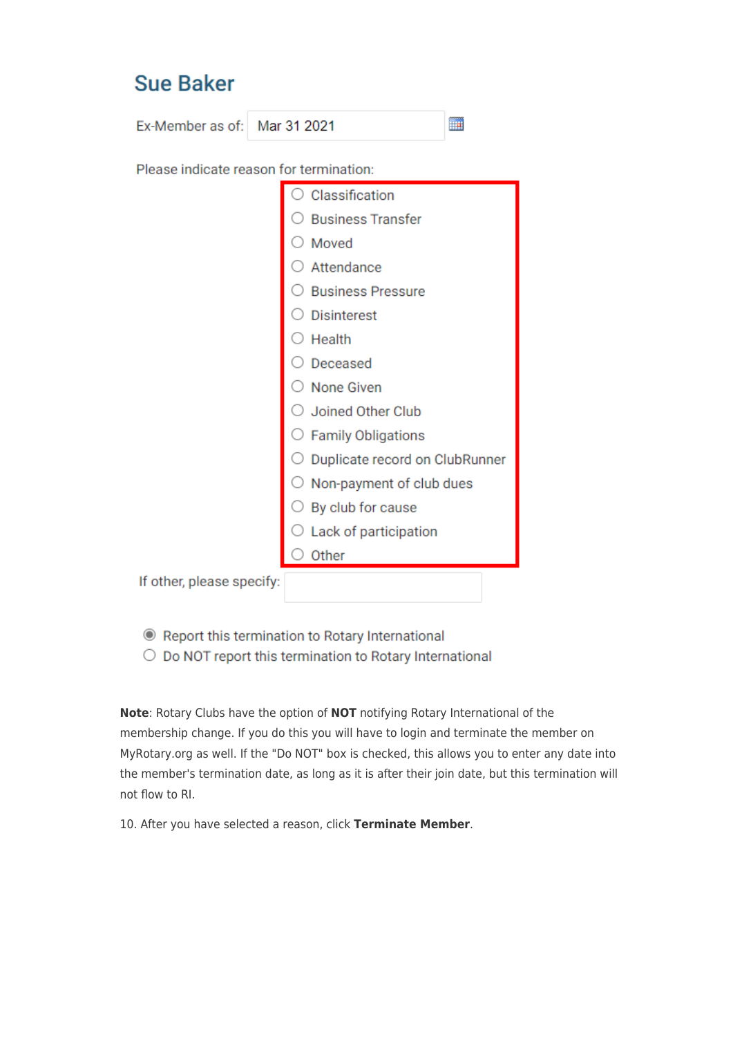## Sue Baker

Ex-Member as of: Mar 31 2021

Please indicate reason for termination:

- ○ Classification
- ○ Business Transfer
- ○ Moved
- ○ Attendance
- ○ Business Pressure
- ○ Disinterest
- ○ Health
- ○ Deceased
- ○ None Given
- ○ Joined Other Club
- ○ Family Obligations
- ○ Duplicate record on ClubRunner
- ○ Non-payment of club dues
- ○ By club for cause
- ○ Lack of participation
- ○ Other

If other, please specify:

- ◉ Report this termination to Rotary International
- ○ Do NOT report this termination to Rotary International

**Note**: Rotary Clubs have the option of **NOT** notifying Rotary International of the membership change. If you do this you will have to login and terminate the member on MyRotary.org as well. If the "Do NOT" box is checked, this allows you to enter any date into the member's termination date, as long as it is after their join date, but this termination will not flow to RI.

10. After you have selected a reason, click **Terminate Member**.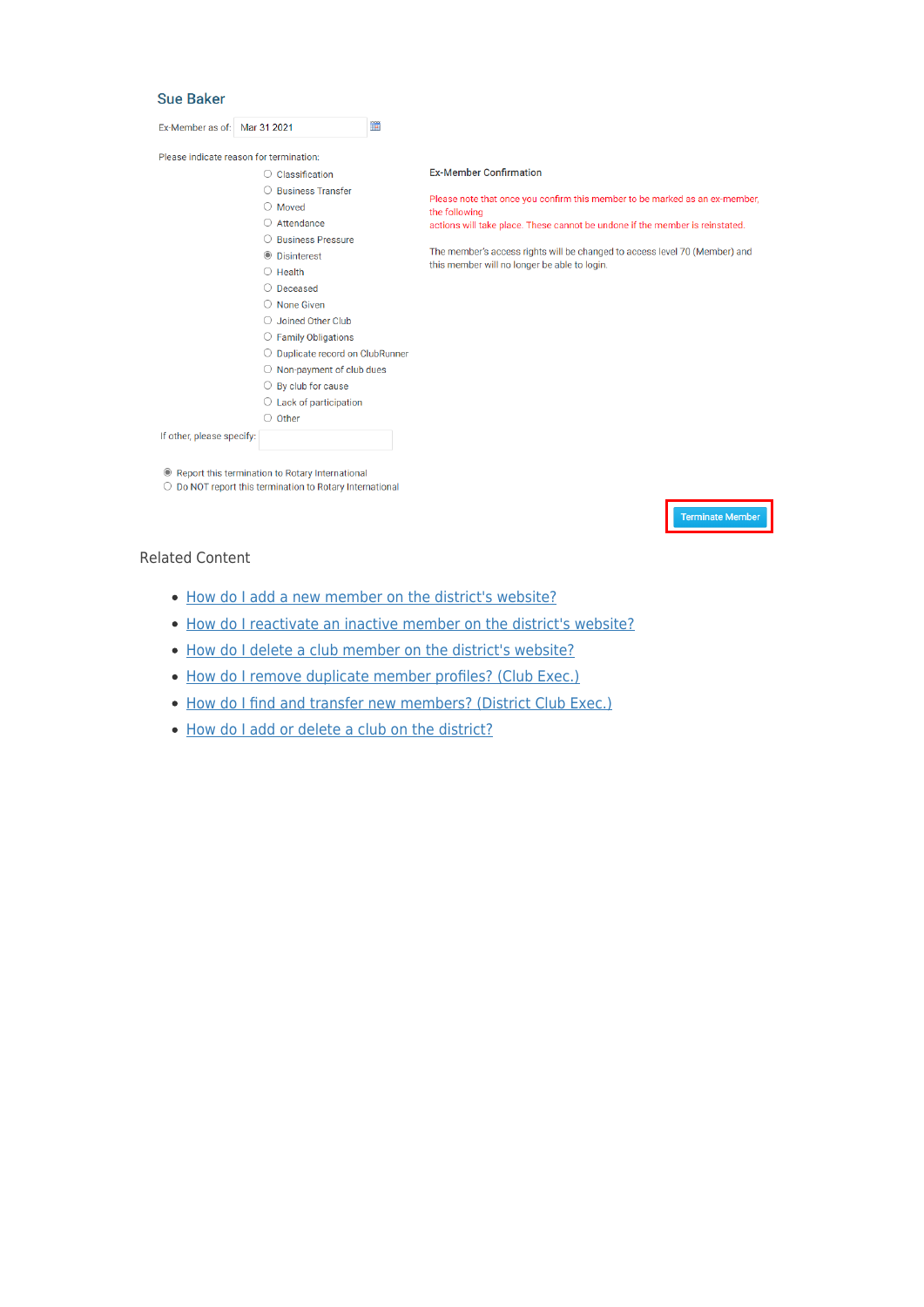Sue Baker

Ex-Member as of: Mar 31 2021

Please indicate reason for termination:

- ○ Classification
- ○ Business Transfer
- ○ Moved
- ○ Attendance
- ○ Business Pressure
- ◉ Disinterest
- ○ Health
- ○ Deceased
- ○ None Given
- ○ Joined Other Club
- ○ Family Obligations
- ○ Duplicate record on ClubRunner
- ○ Non-payment of club dues
- ○ By club for cause
- ○ Lack of participation
- ○ Other

If other, please specify:

◉ Report this termination to Rotary International
○ Do NOT report this termination to Rotary International

Ex-Member Confirmation

Please note that once you confirm this member to be marked as an ex-member, the following actions will take place. These cannot be undone if the member is reinstated.

The member's access rights will be changed to access level 70 (Member) and this member will no longer be able to login.

Terminate Member

## Related Content

- How do I add a new member on the district's website?
- How do I reactivate an inactive member on the district's website?
- How do I delete a club member on the district's website?
- How do I remove duplicate member profiles? (Club Exec.)
- How do I find and transfer new members? (District Club Exec.)
- How do I add or delete a club on the district?